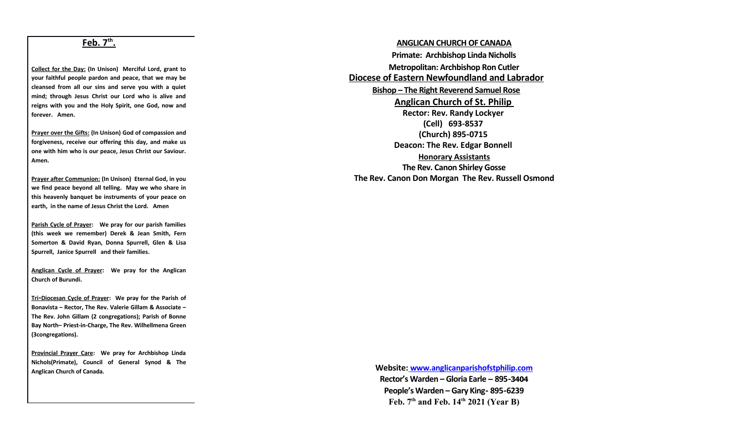## Feb. 7th.

**Collect for the Day: (In Unison) Merciful Lord, grant to your faithful people pardon and peace, that we may be cleansed from all our sins and serve you with a quiet mind; through Jesus Christ our Lord who is alive and reigns with you and the Holy Spirit, one God, now and forever. Amen.**

**Prayer over the Gifts: (In Unison) God of compassion and forgiveness, receive our offering this day, and make us one with him who is our peace, Jesus Christ our Saviour. Amen.**

**Prayer after Communion: (In Unison) Eternal God, in you we find peace beyond all telling. May we who share in this heavenly banquet be instruments of your peace on earth, in the name of Jesus Christ the Lord. Amen**

**Parish Cycle of Prayer: We pray for our parish families (this week we remember) Derek & Jean Smith, Fern Somerton & David Ryan, Donna Spurrell, Glen & Lisa Spurrell, Janice Spurrell and their families.**

**Anglican Cycle of Prayer: We pray for the Anglican Church of Burundi.**

**Tri-Diocesan Cycle of Prayer: We pray for the Parish of Bonavista – Rector, The Rev. Valerie Gillam & Associate – The Rev. John Gillam (2 congregations); Parish of Bonne Bay North– Priest-in-Charge, The Rev. Wilhellmena Green (3congregations).**

**Provincial Prayer Care: We pray for Archbishop Linda Nichols(Primate), Council of General Synod & The Anglican Church of Canada.**

**ANGLICAN CHURCH OF CANADA**

**Primate: Archbishop Linda Nicholls**

**Metropolitan: Archbishop Ron Cutler**

**Diocese of Eastern Newfoundland and Labrador**

**Bishop – The Right Reverend Samuel Rose**

**Anglican Church of St. Philip**

**Rector: Rev. Randy Lockyer**

**(Cell) 693-8537**

**(Church) 895-0715**

**Deacon: The Rev. Edgar Bonnell**

**Honorary Assistants**

**The Rev. Canon Shirley Gosse**

**The Rev. Canon Don Morgan The Rev. Russell Osmond**

**Website: www.anglicanparishofstphilip.com**

**Rector's Warden – Gloria Earle – 895-3404**

**People's Warden – Gary King- 895-6239**

**Feb. 7th and Feb. 14th 2021 (Year B)**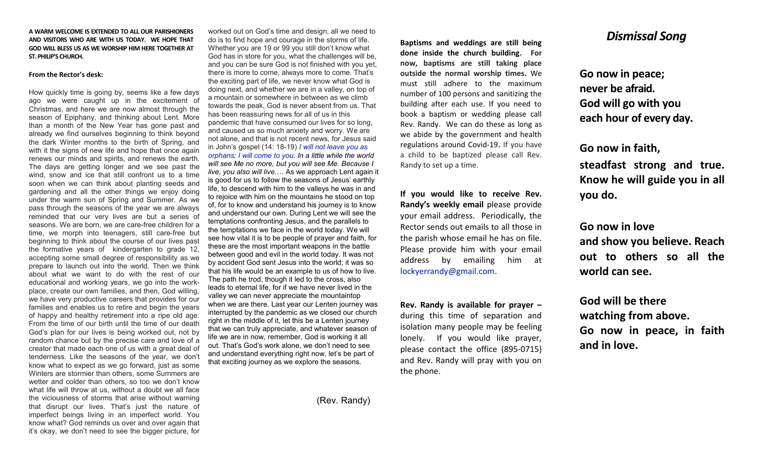**A WARM WELCOME IS EXTENDED TO ALL OUR PARISHIONERS AND VISITORS WHO ARE WITH US TODAY. WE HOPE THAT GOD WILL BLESS US AS WE WORSHIP HIM HERE TOGETHER AT ST. PHILIP'S CHURCH.**

**From the Rector's desk:**

How quickly time is going by, seems like a few days ago we were caught up in the excitement of Christmas, and here we are now almost through the season of Epiphany, and thinking about Lent. More than a month of the New Year has gone past and already we find ourselves beginning to think beyond the dark Winter months to the birth of Spring, and with it the signs of new life and hope that once again renews our minds and spirits, and renews the earth. The days are getting longer and we see past the wind, snow and ice that still confront us to a time soon when we can think about planting seeds and gardening and all the other things we enjoy doing under the warm sun of Spring and Summer. As we pass through the seasons of the year we are always reminded that our very lives are but a series of seasons. We are born, we are care-free children for a time, we morph into teenagers, still care-free but beginning to think about the course of our lives past the formative years of kindergarten to grade 12, accepting some small degree of responsibility as we prepare to launch out into the world. Then we think about what we want to do with the rest of our educational and working years, we go into the work-place, create our own families, and then, God willing, we have very productive careers that provides for our families and enables us to retire and begin the years of happy and healthy retirement into a ripe old age. From the time of our birth until the time of our death God's plan for our lives is being worked out, not by random chance but by the precise care and love of a creator that made each one of us with a great deal of tenderness. Like the seasons of the year, we don't know what to expect as we go forward, just as some Winters are stormier than others, some Summers are wetter and colder than others, so too we don't know what life will throw at us, without a doubt we all face the viciousness of storms that arise without warning that disrupt our lives. That's just the nature of imperfect beings living in an imperfect world. You know what? God reminds us over and over again that it's okay, we don't need to see the bigger picture, for worked out on God's time and design, all we need to do is to find hope and courage in the storms of life. Whether you are 19 or 99 you still don't know what God has in store for you, what the challenges will be, and you can be sure God is not finished with you yet, there is more to come, always more to come. That's the exciting part of life, we never know what God is doing next, and whether we are in a valley, on top of a mountain or somewhere in between as we climb towards the peak, God is never absent from us. That has been reassuring news for all of us in this pandemic that have consumed our lives for so long, and caused us so much anxiety and worry. We are not alone, and that is not recent news, for Jesus said in John's gospel (14: 18-19) *I will not leave you as orphans; I will come to you. In a little while the world will see Me no more, but you will see Me. Because I live, you also will live….* As we approach Lent again it is good for us to follow the seasons of Jesus' earthly life, to descend with him to the valleys he was in and to rejoice with him on the mountains he stood on top of, for to know and understand his journey is to know and understand our own. During Lent we will see the temptations confronting Jesus, and the parallels to the temptations we face in the world today. We will see how vital it is to be people of prayer and faith, for these are the most important weapons in the battle between good and evil in the world today. It was not by accident God sent Jesus into the world; it was so that his life would be an example to us of how to live. The path he trod, though it led to the cross, also leads to eternal life, for if we have never lived in the valley we can never appreciate the mountaintop when we are there. Last year our Lenten journey was interrupted by the pandemic as we closed our church right in the middle of it, let this be a Lenten journey that we can truly appreciate, and whatever season of life we are in now, remember, God is working it all out. That's God's work alone, we don't need to see and understand everything right now, let's be part of that exciting journey as we explore the seasons.

(Rev. Randy)

**Baptisms and weddings are still being done inside the church building. For now, baptisms are still taking place outside the normal worship times.** We must still adhere to the maximum number of 100 persons and sanitizing the building after each use. If you need to book a baptism or wedding please call Rev. Randy. We can do these as long as we abide by the government and health regulations around Covid-19. If you have a child to be baptized please call Rev. Randy to set up a time.

**If you would like to receive Rev. Randy's weekly email** please provide your email address. Periodically, the Rector sends out emails to all those in the parish whose email he has on file. Please provide him with your email address by emailing him at lockyerrandy@gmail.com.

**Rev. Randy is available for prayer –** during this time of separation and isolation many people may be feeling lonely. If you would like prayer, please contact the office (895-0715) and Rev. Randy will pray with you on the phone.

## *Dismissal Song*

**Go now in peace;**
**never be afraid.**
**God will go with you**
**each hour of every day.**

**Go now in faith,**
**steadfast strong and true. Know he will guide you in all you do.**

**Go now in love**
**and show you believe. Reach out to others so all the world can see.**

**God will be there**
**watching from above.**
**Go now in peace, in faith and in love.**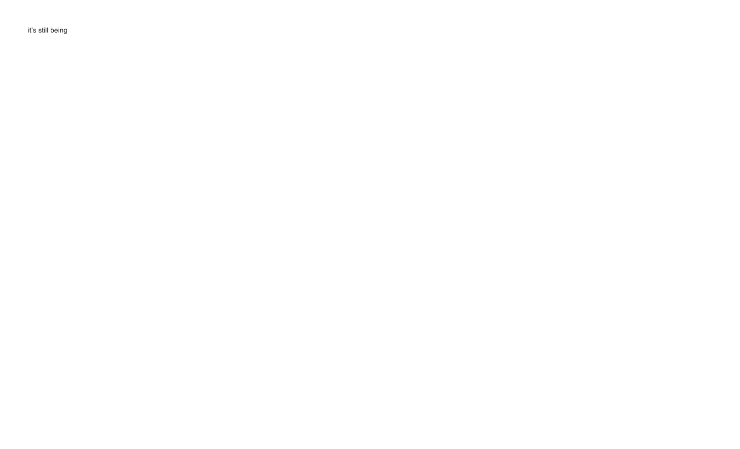it’s still being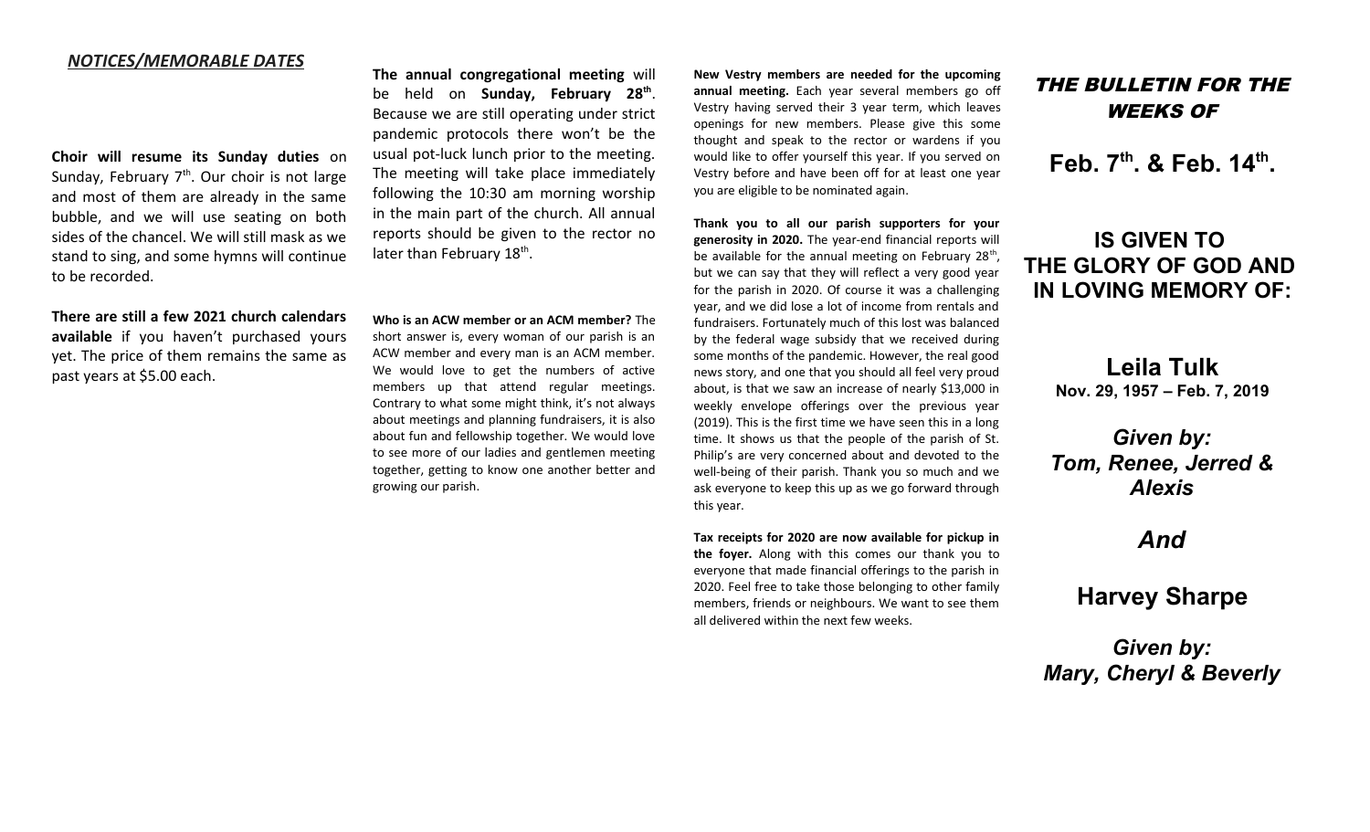## ***NOTICES/MEMORABLE DATES***

**Choir will resume its Sunday duties** on Sunday, February 7th. Our choir is not large and most of them are already in the same bubble, and we will use seating on both sides of the chancel. We will still mask as we stand to sing, and some hymns will continue to be recorded.

**There are still a few 2021 church calendars available** if you haven't purchased yours yet. The price of them remains the same as past years at $5.00 each.

**The annual congregational meeting** will be held on **Sunday, February 28th**. Because we are still operating under strict pandemic protocols there won't be the usual pot-luck lunch prior to the meeting. The meeting will take place immediately following the 10:30 am morning worship in the main part of the church. All annual reports should be given to the rector no later than February 18th.

**Who is an ACW member or an ACM member?** The short answer is, every woman of our parish is an ACW member and every man is an ACM member. We would love to get the numbers of active members up that attend regular meetings. Contrary to what some might think, it's not always about meetings and planning fundraisers, it is also about fun and fellowship together. We would love to see more of our ladies and gentlemen meeting together, getting to know one another better and growing our parish.

**New Vestry members are needed for the upcoming annual meeting.** Each year several members go off Vestry having served their 3 year term, which leaves openings for new members. Please give this some thought and speak to the rector or wardens if you would like to offer yourself this year. If you served on Vestry before and have been off for at least one year you are eligible to be nominated again.

**Thank you to all our parish supporters for your generosity in 2020.** The year-end financial reports will be available for the annual meeting on February 28th, but we can say that they will reflect a very good year for the parish in 2020. Of course it was a challenging year, and we did lose a lot of income from rentals and fundraisers. Fortunately much of this lost was balanced by the federal wage subsidy that we received during some months of the pandemic. However, the real good news story, and one that you should all feel very proud about, is that we saw an increase of nearly $13,000 in weekly envelope offerings over the previous year (2019). This is the first time we have seen this in a long time. It shows us that the people of the parish of St. Philip's are very concerned about and devoted to the well-being of their parish. Thank you so much and we ask everyone to keep this up as we go forward through this year.

**Tax receipts for 2020 are now available for pickup in the foyer.** Along with this comes our thank you to everyone that made financial offerings to the parish in 2020. Feel free to take those belonging to other family members, friends or neighbours. We want to see them all delivered within the next few weeks.

## ***THE BULLETIN FOR THE WEEKS OF***

## **Feb. 7th. & Feb. 14th.**

## **IS GIVEN TO THE GLORY OF GOD AND IN LOVING MEMORY OF:**

**Leila Tulk**
**Nov. 29, 1957 – Feb. 7, 2019**

***Given by:***
***Tom, Renee, Jerred & Alexis***

***And***

**Harvey Sharpe**

***Given by:***
***Mary, Cheryl & Beverly***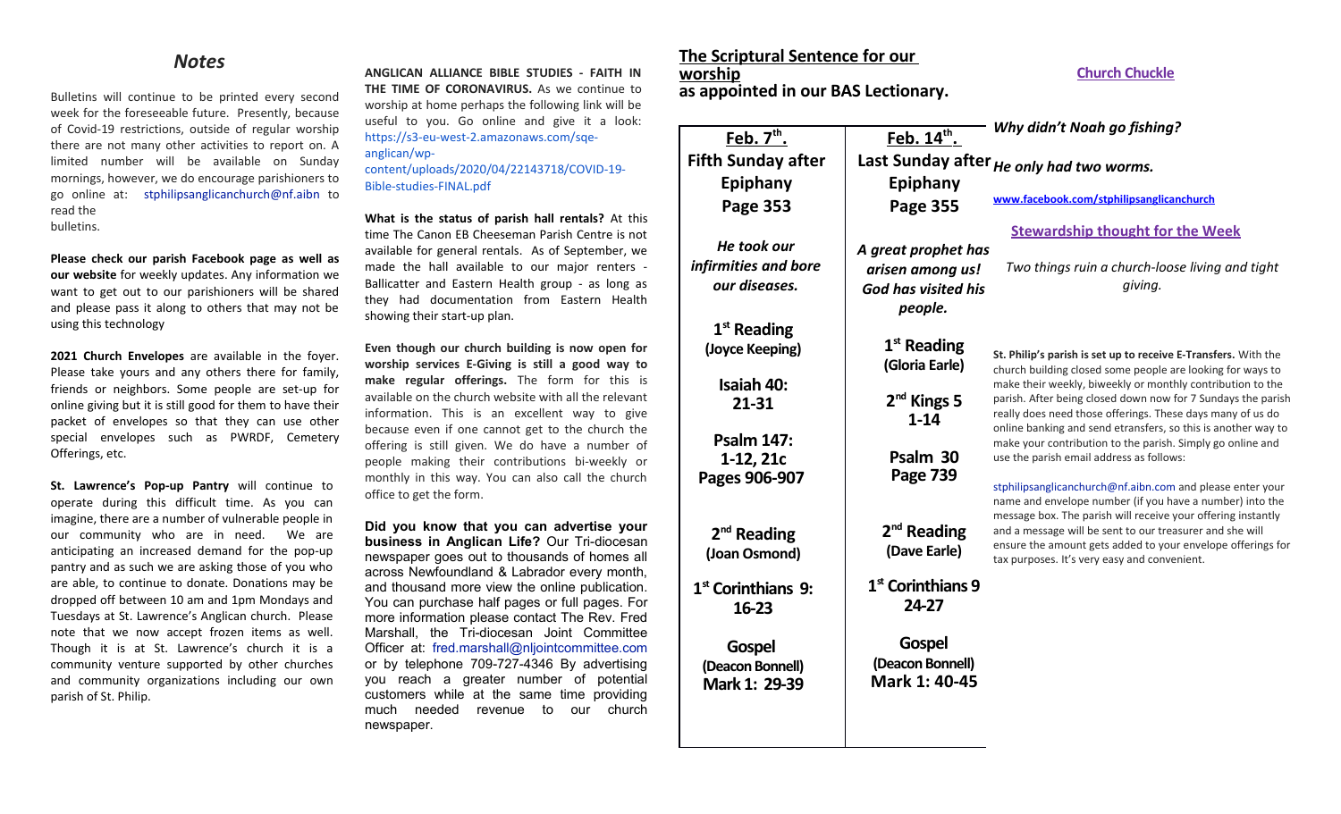## *Notes*

Bulletins will continue to be printed every second week for the foreseeable future. Presently, because of Covid-19 restrictions, outside of regular worship there are not many other activities to report on. A limited number will be available on Sunday mornings, however, we do encourage parishioners to go online at: stphilipsanglicanchurch@nf.aibn to read the bulletins.

**Please check our parish Facebook page as well as our website** for weekly updates. Any information we want to get out to our parishioners will be shared and please pass it along to others that may not be using this technology

**2021 Church Envelopes** are available in the foyer. Please take yours and any others there for family, friends or neighbors. Some people are set-up for online giving but it is still good for them to have their packet of envelopes so that they can use other special envelopes such as PWRDF, Cemetery Offerings, etc.

**St. Lawrence's Pop-up Pantry** will continue to operate during this difficult time. As you can imagine, there are a number of vulnerable people in our community who are in need. We are anticipating an increased demand for the pop-up pantry and as such we are asking those of you who are able, to continue to donate. Donations may be dropped off between 10 am and 1pm Mondays and Tuesdays at St. Lawrence's Anglican church. Please note that we now accept frozen items as well. Though it is at St. Lawrence's church it is a community venture supported by other churches and community organizations including our own parish of St. Philip.

**ANGLICAN ALLIANCE BIBLE STUDIES - FAITH IN THE TIME OF CORONAVIRUS.** As we continue to worship at home perhaps the following link will be useful to you. Go online and give it a look: https://s3-eu-west-2.amazonaws.com/sqe-anglican/wp-content/uploads/2020/04/22143718/COVID-19-Bible-studies-FINAL.pdf

**What is the status of parish hall rentals?** At this time The Canon EB Cheeseman Parish Centre is not available for general rentals. As of September, we made the hall available to our major renters - Ballicatter and Eastern Health group - as long as they had documentation from Eastern Health showing their start-up plan.

**Even though our church building is now open for worship services E-Giving is still a good way to make regular offerings.** The form for this is available on the church website with all the relevant information. This is an excellent way to give because even if one cannot get to the church the offering is still given. We do have a number of people making their contributions bi-weekly or monthly in this way. You can also call the church office to get the form.

**Did you know that you can advertise your business in Anglican Life?** Our Tri-diocesan newspaper goes out to thousands of homes all across Newfoundland & Labrador every month, and thousand more view the online publication. You can purchase half pages or full pages. For more information please contact The Rev. Fred Marshall, the Tri-diocesan Joint Committee Officer at: fred.marshall@nljointcommittee.com or by telephone 709-727-4346 By advertising you reach a greater number of potential customers while at the same time providing much needed revenue to our church newspaper.

## The Scriptural Sentence for our worship as appointed in our BAS Lectionary.

| Feb. 7th. | Feb. 14th. |
|---|---|
| **Fifth Sunday after Epiphany Page 353** | **Last Sunday after Epiphany Page 355** |
| *He took our infirmities and bore our diseases.* | *A great prophet has arisen among us! God has visited his people.* |
| **1st Reading (Joyce Keeping)** | **1st Reading (Gloria Earle)** |
| **Isaiah 40: 21-31** | **2nd Kings 5 1-14** |
| **Psalm 147: 1-12, 21c Pages 906-907** | **Psalm 30 Page 739** |
| **2nd Reading (Joan Osmond)** | **2nd Reading (Dave Earle)** |
| **1st Corinthians 9: 16-23** | **1st Corinthians 9 24-27** |
| **Gospel (Deacon Bonnell) Mark 1: 29-39** | **Gospel (Deacon Bonnell) Mark 1: 40-45** |

### Church Chuckle

***Why didn't Noah go fishing?***

***He only had two worms.***

**www.facebook.com/stphilipsanglicanchurch**

### Stewardship thought for the Week

*Two things ruin a church-loose living and tight giving.*

**St. Philip's parish is set up to receive E-Transfers.** With the church building closed some people are looking for ways to make their weekly, biweekly or monthly contribution to the parish. After being closed down now for 7 Sundays the parish really does need those offerings. These days many of us do online banking and send etransfers, so this is another way to make your contribution to the parish. Simply go online and use the parish email address as follows:

stphilipsanglicanchurch@nf.aibn.com and please enter your name and envelope number (if you have a number) into the message box. The parish will receive your offering instantly and a message will be sent to our treasurer and she will ensure the amount gets added to your envelope offerings for tax purposes. It's very easy and convenient.